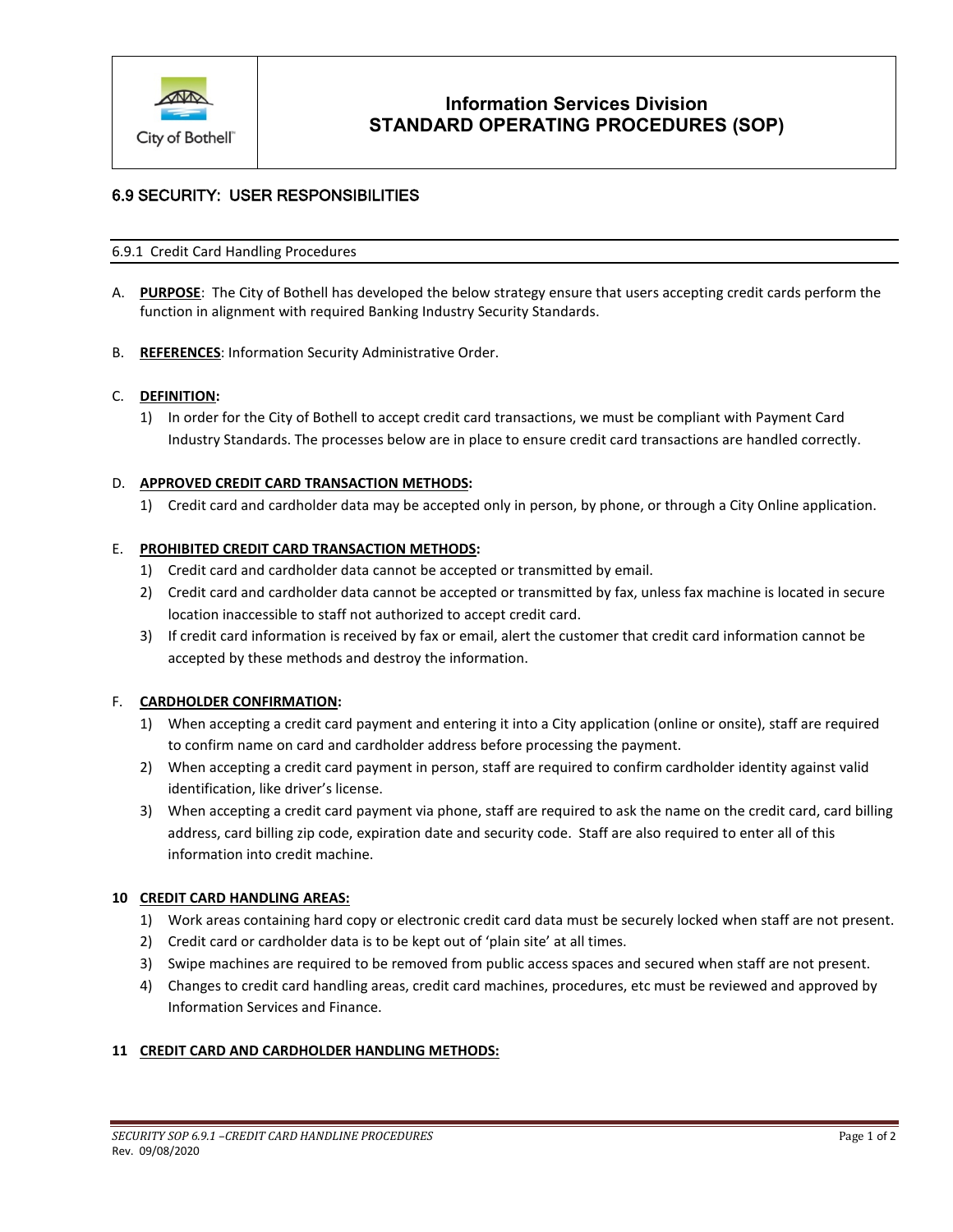# Information Services Division
# STANDARD OPERATING PROCEDURES (SOP)

City of Bothell

## 6.9 SECURITY: USER RESPONSIBILITIES

### 6.9.1 Credit Card Handling Procedures

A. **PURPOSE**: The City of Bothell has developed the below strategy ensure that users accepting credit cards perform the function in alignment with required Banking Industry Security Standards.

B. **REFERENCES**: Information Security Administrative Order.

C. **DEFINITION:**

1) In order for the City of Bothell to accept credit card transactions, we must be compliant with Payment Card Industry Standards. The processes below are in place to ensure credit card transactions are handled correctly.

D. **APPROVED CREDIT CARD TRANSACTION METHODS:**

1) Credit card and cardholder data may be accepted only in person, by phone, or through a City Online application.

E. **PROHIBITED CREDIT CARD TRANSACTION METHODS:**

1) Credit card and cardholder data cannot be accepted or transmitted by email.
2) Credit card and cardholder data cannot be accepted or transmitted by fax, unless fax machine is located in secure location inaccessible to staff not authorized to accept credit card.
3) If credit card information is received by fax or email, alert the customer that credit card information cannot be accepted by these methods and destroy the information.

F. **CARDHOLDER CONFIRMATION:**

1) When accepting a credit card payment and entering it into a City application (online or onsite), staff are required to confirm name on card and cardholder address before processing the payment.
2) When accepting a credit card payment in person, staff are required to confirm cardholder identity against valid identification, like driver's license.
3) When accepting a credit card payment via phone, staff are required to ask the name on the credit card, card billing address, card billing zip code, expiration date and security code. Staff are also required to enter all of this information into credit machine.

**10 CREDIT CARD HANDLING AREAS:**

1) Work areas containing hard copy or electronic credit card data must be securely locked when staff are not present.
2) Credit card or cardholder data is to be kept out of 'plain site' at all times.
3) Swipe machines are required to be removed from public access spaces and secured when staff are not present.
4) Changes to credit card handling areas, credit card machines, procedures, etc must be reviewed and approved by Information Services and Finance.

**11 CREDIT CARD AND CARDHOLDER HANDLING METHODS:**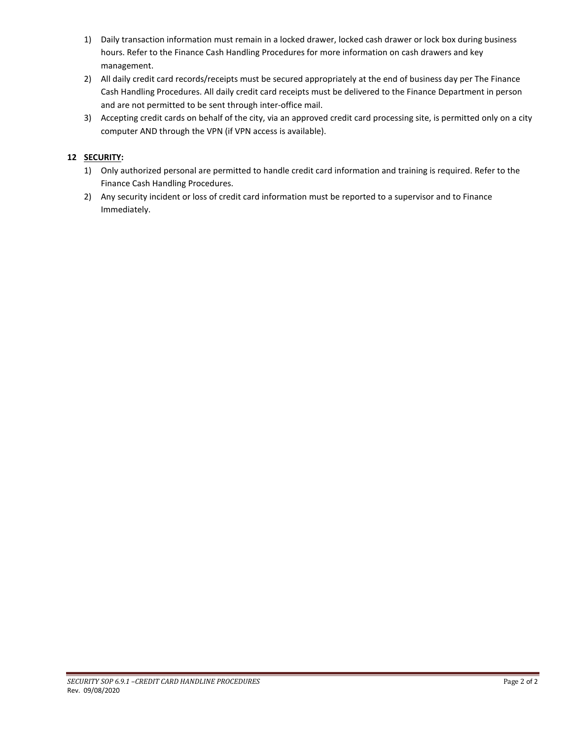1) Daily transaction information must remain in a locked drawer, locked cash drawer or lock box during business hours. Refer to the Finance Cash Handling Procedures for more information on cash drawers and key management.
2) All daily credit card records/receipts must be secured appropriately at the end of business day per The Finance Cash Handling Procedures. All daily credit card receipts must be delivered to the Finance Department in person and are not permitted to be sent through inter-office mail.
3) Accepting credit cards on behalf of the city, via an approved credit card processing site, is permitted only on a city computer AND through the VPN (if VPN access is available).

## 12 <u>SECURITY</u>:

1) Only authorized personal are permitted to handle credit card information and training is required. Refer to the Finance Cash Handling Procedures.
2) Any security incident or loss of credit card information must be reported to a supervisor and to Finance Immediately.